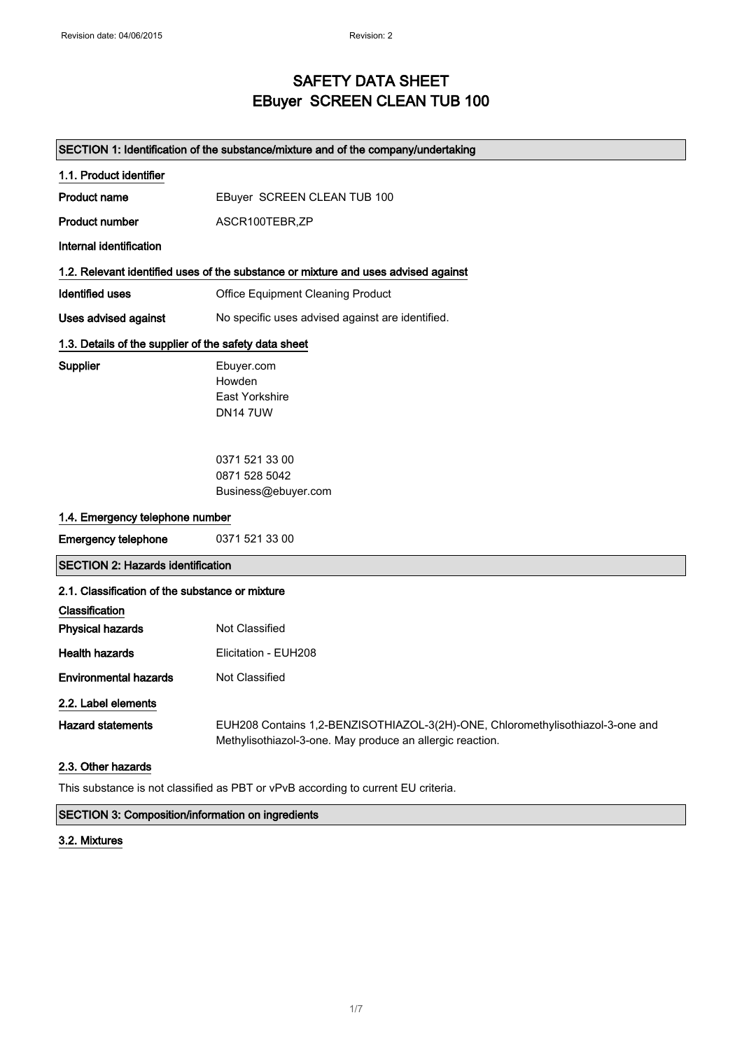# SAFETY DATA SHEET
# EBuyer SCREEN CLEAN TUB 100

## SECTION 1: Identification of the substance/mixture and of the company/undertaking

### 1.1. Product identifier

**Product name** EBuyer SCREEN CLEAN TUB 100

**Product number** ASCR100TEBR,ZP

**Internal identification**

### 1.2. Relevant identified uses of the substance or mixture and uses advised against

**Identified uses** Office Equipment Cleaning Product

**Uses advised against** No specific uses advised against are identified.

### 1.3. Details of the supplier of the safety data sheet

**Supplier**
Ebuyer.com
Howden
East Yorkshire
DN14 7UW

0371 521 33 00
0871 528 5042
Business@ebuyer.com

### 1.4. Emergency telephone number

**Emergency telephone** 0371 521 33 00

## SECTION 2: Hazards identification

### 2.1. Classification of the substance or mixture

**Classification**

**Physical hazards** Not Classified

**Health hazards** Elicitation - EUH208

**Environmental hazards** Not Classified

### 2.2. Label elements

**Hazard statements** EUH208 Contains 1,2-BENZISOTHIAZOL-3(2H)-ONE, Chloromethylisothiazol-3-one and Methylisothiazol-3-one. May produce an allergic reaction.

### 2.3. Other hazards

This substance is not classified as PBT or vPvB according to current EU criteria.

## SECTION 3: Composition/information on ingredients

### 3.2. Mixtures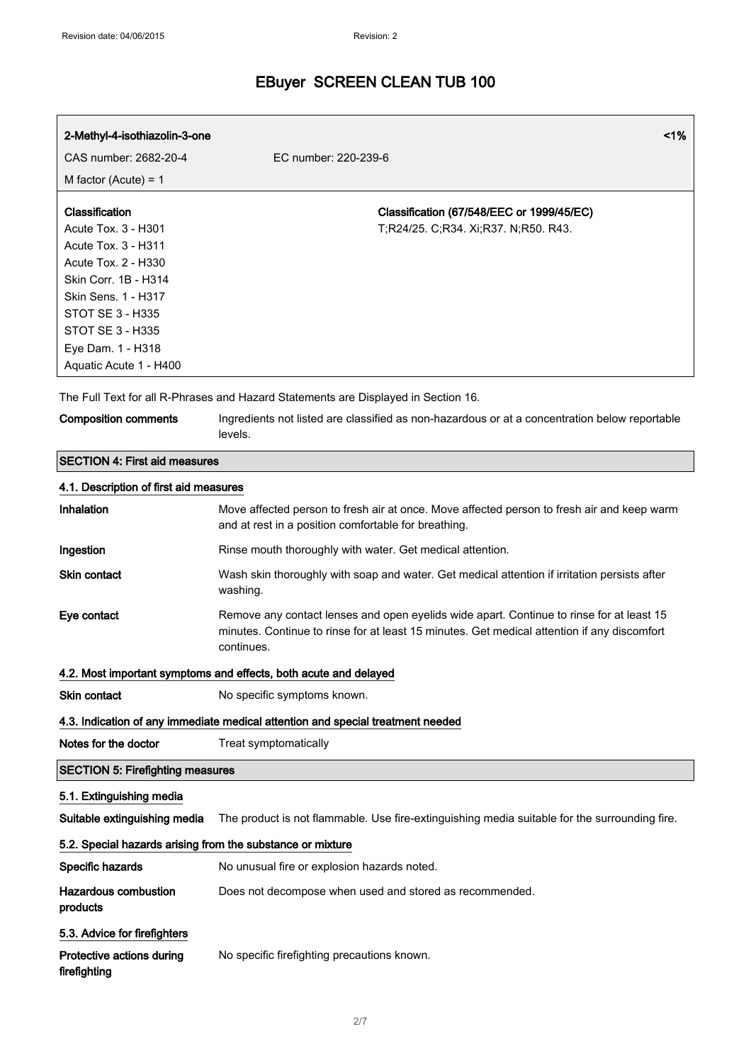# EBuyer SCREEN CLEAN TUB 100

| 2-Methyl-4-isothiazolin-3-one | | <1% |
|---|---|---|
| CAS number: 2682-20-4 | EC number: 220-239-6 | |
| M factor (Acute) = 1 | | |

| **Classification** | **Classification (67/548/EEC or 1999/45/EC)** |
|---|---|
| Acute Tox. 3 - H301<br>Acute Tox. 3 - H311<br>Acute Tox. 2 - H330<br>Skin Corr. 1B - H314<br>Skin Sens. 1 - H317<br>STOT SE 3 - H335<br>STOT SE 3 - H335<br>Eye Dam. 1 - H318<br>Aquatic Acute 1 - H400 | T;R24/25. C;R34. Xi;R37. N;R50. R43. |

The Full Text for all R-Phrases and Hazard Statements are Displayed in Section 16.

**Composition comments** Ingredients not listed are classified as non-hazardous or at a concentration below reportable levels.

## SECTION 4: First aid measures

### 4.1. Description of first aid measures

**Inhalation** Move affected person to fresh air at once. Move affected person to fresh air and keep warm and at rest in a position comfortable for breathing.

**Ingestion** Rinse mouth thoroughly with water. Get medical attention.

**Skin contact** Wash skin thoroughly with soap and water. Get medical attention if irritation persists after washing.

**Eye contact** Remove any contact lenses and open eyelids wide apart. Continue to rinse for at least 15 minutes. Continue to rinse for at least 15 minutes. Get medical attention if any discomfort continues.

### 4.2. Most important symptoms and effects, both acute and delayed

**Skin contact** No specific symptoms known.

### 4.3. Indication of any immediate medical attention and special treatment needed

**Notes for the doctor** Treat symptomatically

## SECTION 5: Firefighting measures

### 5.1. Extinguishing media

**Suitable extinguishing media** The product is not flammable. Use fire-extinguishing media suitable for the surrounding fire.

### 5.2. Special hazards arising from the substance or mixture

**Specific hazards** No unusual fire or explosion hazards noted.

**Hazardous combustion products** Does not decompose when used and stored as recommended.

### 5.3. Advice for firefighters

**Protective actions during firefighting** No specific firefighting precautions known.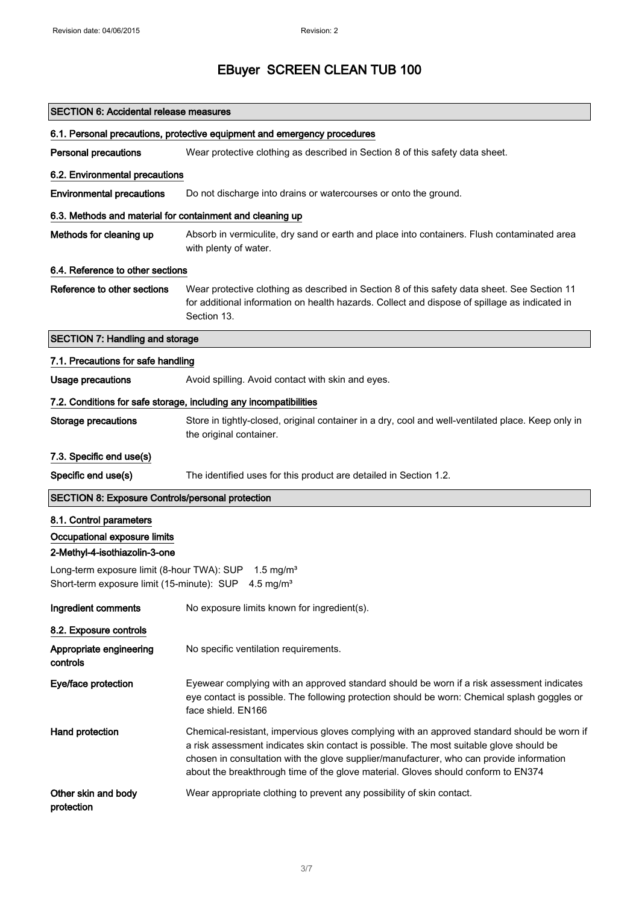# EBuyer SCREEN CLEAN TUB 100

## SECTION 6: Accidental release measures

### 6.1. Personal precautions, protective equipment and emergency procedures

**Personal precautions** Wear protective clothing as described in Section 8 of this safety data sheet.

### 6.2. Environmental precautions

**Environmental precautions** Do not discharge into drains or watercourses or onto the ground.

### 6.3. Methods and material for containment and cleaning up

**Methods for cleaning up** Absorb in vermiculite, dry sand or earth and place into containers. Flush contaminated area with plenty of water.

### 6.4. Reference to other sections

**Reference to other sections** Wear protective clothing as described in Section 8 of this safety data sheet. See Section 11 for additional information on health hazards. Collect and dispose of spillage as indicated in Section 13.

## SECTION 7: Handling and storage

### 7.1. Precautions for safe handling

**Usage precautions** Avoid spilling. Avoid contact with skin and eyes.

### 7.2. Conditions for safe storage, including any incompatibilities

**Storage precautions** Store in tightly-closed, original container in a dry, cool and well-ventilated place. Keep only in the original container.

### 7.3. Specific end use(s)

**Specific end use(s)** The identified uses for this product are detailed in Section 1.2.

## SECTION 8: Exposure Controls/personal protection

### 8.1. Control parameters

**Occupational exposure limits**

**2-Methyl-4-isothiazolin-3-one**

Long-term exposure limit (8-hour TWA): SUP 1.5 mg/m³
Short-term exposure limit (15-minute): SUP 4.5 mg/m³

**Ingredient comments** No exposure limits known for ingredient(s).

### 8.2. Exposure controls

**Appropriate engineering controls** No specific ventilation requirements.

**Eye/face protection** Eyewear complying with an approved standard should be worn if a risk assessment indicates eye contact is possible. The following protection should be worn: Chemical splash goggles or face shield. EN166

**Hand protection** Chemical-resistant, impervious gloves complying with an approved standard should be worn if a risk assessment indicates skin contact is possible. The most suitable glove should be chosen in consultation with the glove supplier/manufacturer, who can provide information about the breakthrough time of the glove material. Gloves should conform to EN374

**Other skin and body protection** Wear appropriate clothing to prevent any possibility of skin contact.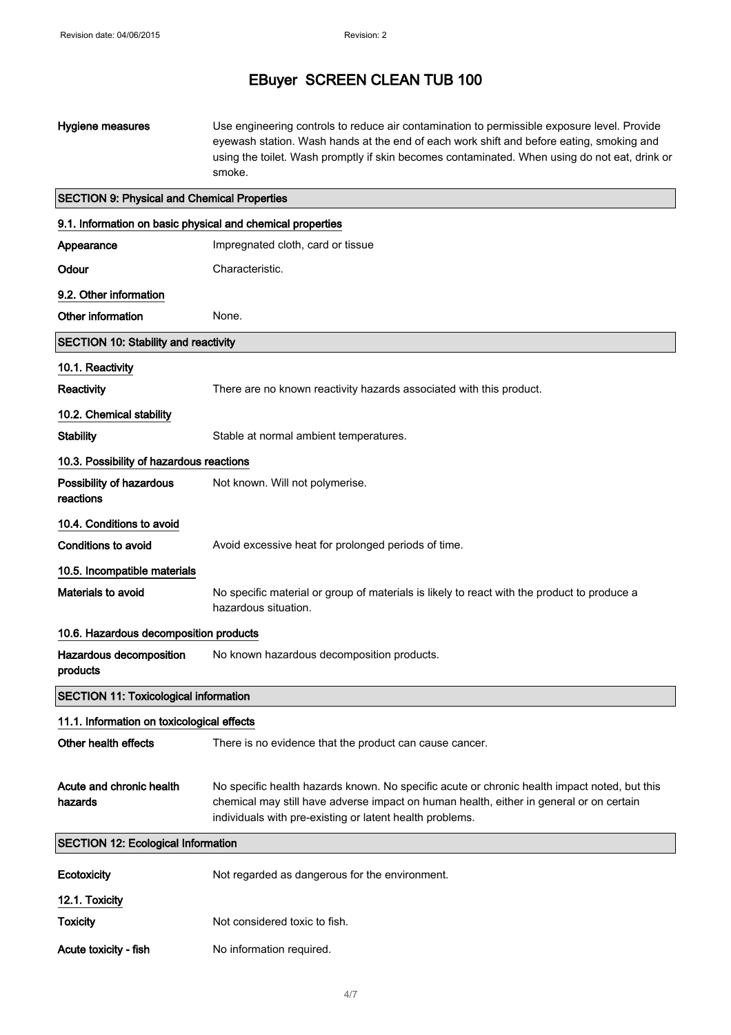# EBuyer SCREEN CLEAN TUB 100

| | |
|---|---|
| **Hygiene measures** | Use engineering controls to reduce air contamination to permissible exposure level. Provide eyewash station. Wash hands at the end of each work shift and before eating, smoking and using the toilet. Wash promptly if skin becomes contaminated. When using do not eat, drink or smoke. |

## SECTION 9: Physical and Chemical Properties

### 9.1. Information on basic physical and chemical properties

| | |
|---|---|
| **Appearance** | Impregnated cloth, card or tissue |
| **Odour** | Characteristic. |

### 9.2. Other information

| | |
|---|---|
| **Other information** | None. |

## SECTION 10: Stability and reactivity

### 10.1. Reactivity

| | |
|---|---|
| **Reactivity** | There are no known reactivity hazards associated with this product. |

### 10.2. Chemical stability

| | |
|---|---|
| **Stability** | Stable at normal ambient temperatures. |

### 10.3. Possibility of hazardous reactions

| | |
|---|---|
| **Possibility of hazardous reactions** | Not known. Will not polymerise. |

### 10.4. Conditions to avoid

| | |
|---|---|
| **Conditions to avoid** | Avoid excessive heat for prolonged periods of time. |

### 10.5. Incompatible materials

| | |
|---|---|
| **Materials to avoid** | No specific material or group of materials is likely to react with the product to produce a hazardous situation. |

### 10.6. Hazardous decomposition products

| | |
|---|---|
| **Hazardous decomposition products** | No known hazardous decomposition products. |

## SECTION 11: Toxicological information

### 11.1. Information on toxicological effects

| | |
|---|---|
| **Other health effects** | There is no evidence that the product can cause cancer. |
| **Acute and chronic health hazards** | No specific health hazards known. No specific acute or chronic health impact noted, but this chemical may still have adverse impact on human health, either in general or on certain individuals with pre-existing or latent health problems. |

## SECTION 12: Ecological Information

| | |
|---|---|
| **Ecotoxicity** | Not regarded as dangerous for the environment. |

### 12.1. Toxicity

| | |
|---|---|
| **Toxicity** | Not considered toxic to fish. |
| **Acute toxicity - fish** | No information required. |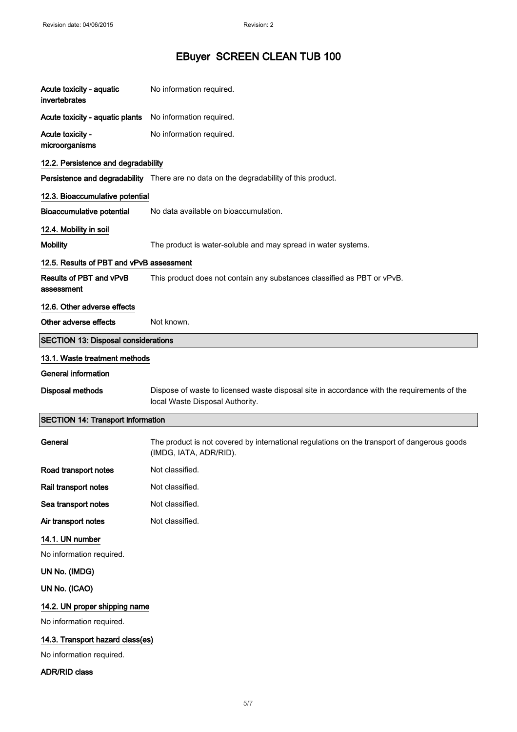# EBuyer SCREEN CLEAN TUB 100

| | |
|---|---|
| **Acute toxicity - aquatic invertebrates** | No information required. |
| **Acute toxicity - aquatic plants** | No information required. |
| **Acute toxicity - microorganisms** | No information required. |

### 12.2. Persistence and degradability

| | |
|---|---|
| **Persistence and degradability** | There are no data on the degradability of this product. |

### 12.3. Bioaccumulative potential

| | |
|---|---|
| **Bioaccumulative potential** | No data available on bioaccumulation. |

### 12.4. Mobility in soil

| | |
|---|---|
| **Mobility** | The product is water-soluble and may spread in water systems. |

### 12.5. Results of PBT and vPvB assessment

| | |
|---|---|
| **Results of PBT and vPvB assessment** | This product does not contain any substances classified as PBT or vPvB. |

### 12.6. Other adverse effects

| | |
|---|---|
| **Other adverse effects** | Not known. |

## SECTION 13: Disposal considerations

### 13.1. Waste treatment methods

**General information**

| | |
|---|---|
| **Disposal methods** | Dispose of waste to licensed waste disposal site in accordance with the requirements of the local Waste Disposal Authority. |

## SECTION 14: Transport information

| | |
|---|---|
| **General** | The product is not covered by international regulations on the transport of dangerous goods (IMDG, IATA, ADR/RID). |
| **Road transport notes** | Not classified. |
| **Rail transport notes** | Not classified. |
| **Sea transport notes** | Not classified. |
| **Air transport notes** | Not classified. |

### 14.1. UN number

No information required.

**UN No. (IMDG)**

**UN No. (ICAO)**

### 14.2. UN proper shipping name

No information required.

### 14.3. Transport hazard class(es)

No information required.

**ADR/RID class**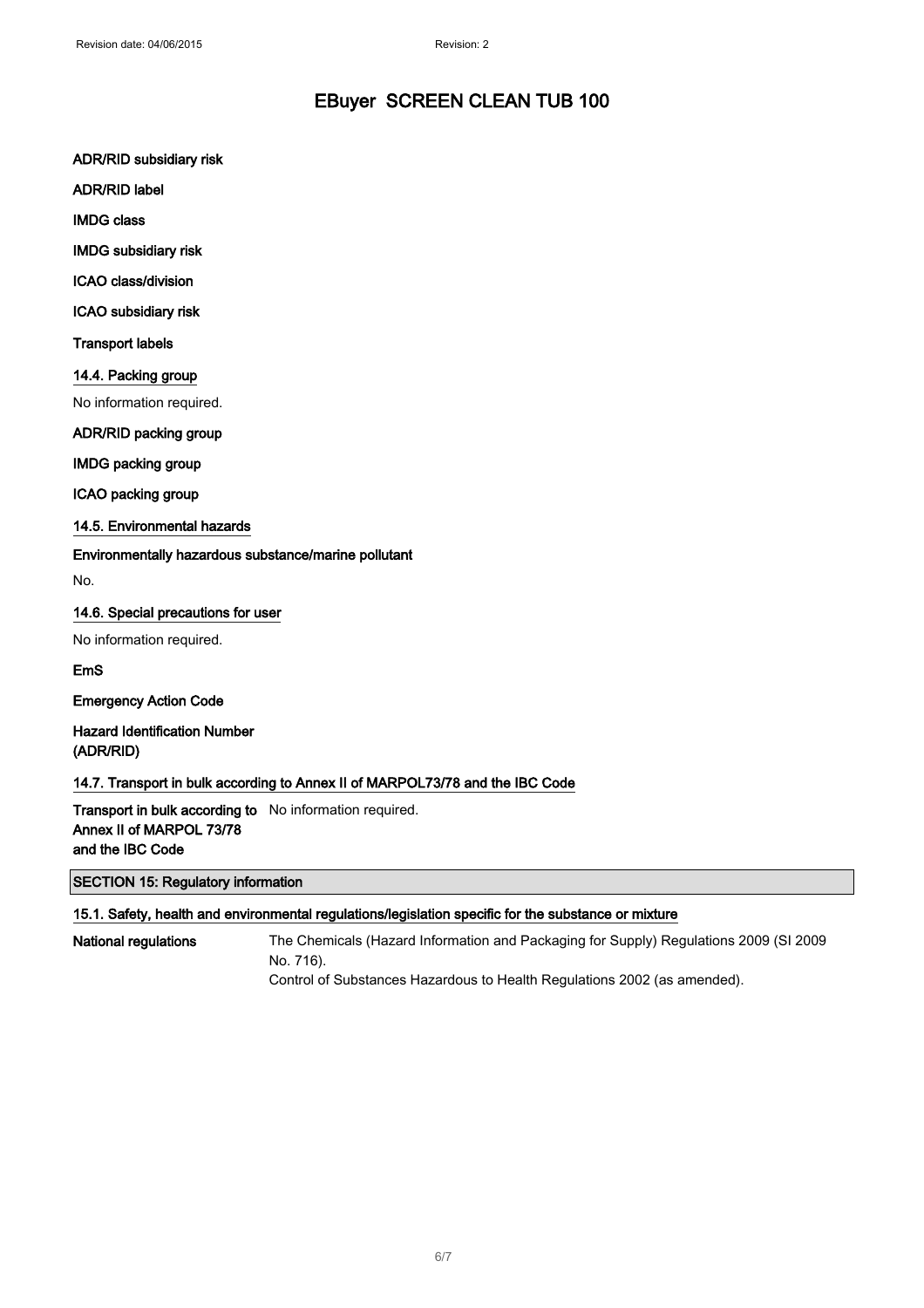**ADR/RID subsidiary risk**

**ADR/RID label**

**IMDG class**

**IMDG subsidiary risk**

**ICAO class/division**

**ICAO subsidiary risk**

**Transport labels**

### 14.4. Packing group

No information required.

**ADR/RID packing group**

**IMDG packing group**

**ICAO packing group**

### 14.5. Environmental hazards

**Environmentally hazardous substance/marine pollutant**

No.

### 14.6. Special precautions for user

No information required.

**EmS**

**Emergency Action Code**

**Hazard Identification Number (ADR/RID)**

### 14.7. Transport in bulk according to Annex II of MARPOL73/78 and the IBC Code

**Transport in bulk according to Annex II of MARPOL 73/78 and the IBC Code** No information required.

## SECTION 15: Regulatory information

### 15.1. Safety, health and environmental regulations/legislation specific for the substance or mixture

**National regulations** The Chemicals (Hazard Information and Packaging for Supply) Regulations 2009 (SI 2009 No. 716).
Control of Substances Hazardous to Health Regulations 2002 (as amended).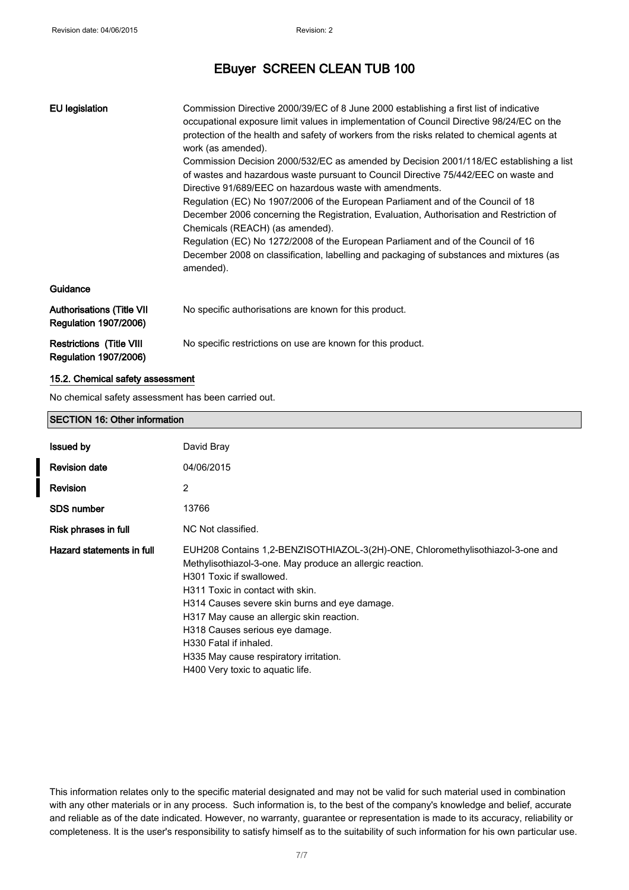# EBuyer SCREEN CLEAN TUB 100

| | |
|---|---|
| **EU legislation** | Commission Directive 2000/39/EC of 8 June 2000 establishing a first list of indicative occupational exposure limit values in implementation of Council Directive 98/24/EC on the protection of the health and safety of workers from the risks related to chemical agents at work (as amended).<br>Commission Decision 2000/532/EC as amended by Decision 2001/118/EC establishing a list of wastes and hazardous waste pursuant to Council Directive 75/442/EEC on waste and Directive 91/689/EEC on hazardous waste with amendments.<br>Regulation (EC) No 1907/2006 of the European Parliament and of the Council of 18 December 2006 concerning the Registration, Evaluation, Authorisation and Restriction of Chemicals (REACH) (as amended).<br>Regulation (EC) No 1272/2008 of the European Parliament and of the Council of 16 December 2008 on classification, labelling and packaging of substances and mixtures (as amended). |

**Guidance**

| | |
|---|---|
| **Authorisations (Title VII Regulation 1907/2006)** | No specific authorisations are known for this product. |
| **Restrictions (Title VIII Regulation 1907/2006)** | No specific restrictions on use are known for this product. |

### 15.2. Chemical safety assessment

No chemical safety assessment has been carried out.

## SECTION 16: Other information

| | |
|---|---|
| **Issued by** | David Bray |
| **Revision date** | 04/06/2015 |
| **Revision** | 2 |
| **SDS number** | 13766 |
| **Risk phrases in full** | NC Not classified. |
| **Hazard statements in full** | EUH208 Contains 1,2-BENZISOTHIAZOL-3(2H)-ONE, Chloromethylisothiazol-3-one and Methylisothiazol-3-one. May produce an allergic reaction.<br>H301 Toxic if swallowed.<br>H311 Toxic in contact with skin.<br>H314 Causes severe skin burns and eye damage.<br>H317 May cause an allergic skin reaction.<br>H318 Causes serious eye damage.<br>H330 Fatal if inhaled.<br>H335 May cause respiratory irritation.<br>H400 Very toxic to aquatic life. |

This information relates only to the specific material designated and may not be valid for such material used in combination with any other materials or in any process. Such information is, to the best of the company's knowledge and belief, accurate and reliable as of the date indicated. However, no warranty, guarantee or representation is made to its accuracy, reliability or completeness. It is the user's responsibility to satisfy himself as to the suitability of such information for his own particular use.